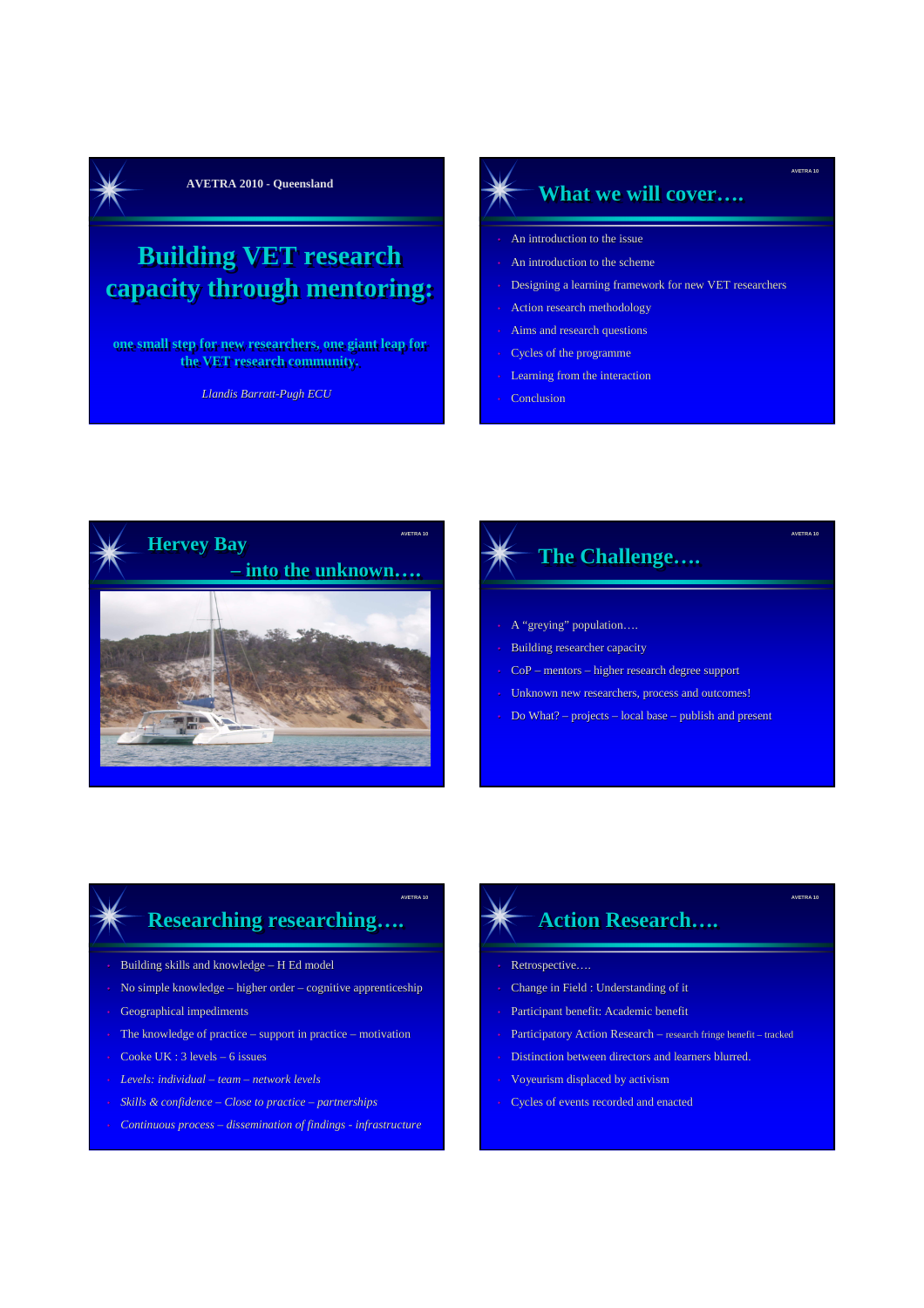## AVETRA 2010 - Queensland

# Building VET research capacity through mentoring:

**one small step for new researchers, one giant leap for the VET research community.**

*Llandis Barratt-Pugh ECU*

## What we will cover….

- An introduction to the issue
- An introduction to the scheme
- Designing a learning framework for new VET researchers
- Action research methodology
- Aims and research questions
- Cycles of the programme
- Learning from the interaction
- Conclusion

## Hervey Bay – into the unknown….

## The Challenge….

- A "greying" population….
- Building researcher capacity
- CoP – mentors – higher research degree support
- Unknown new researchers, process and outcomes!
- Do What? – projects – local base – publish and present

## Researching researching….

- Building skills and knowledge – H Ed model
- No simple knowledge – higher order – cognitive apprenticeship
- Geographical impediments
- The knowledge of practice – support in practice – motivation
- Cooke UK : 3 levels – 6 issues
- *Levels: individual – team – network levels*
- *Skills & confidence – Close to practice – partnerships*
- *Continuous process – dissemination of findings - infrastructure*

## Action Research….

- Retrospective….
- Change in Field : Understanding of it
- Participant benefit: Academic benefit
- Participatory Action Research – research fringe benefit – tracked
- Distinction between directors and learners blurred.
- Voyeurism displaced by activism
- Cycles of events recorded and enacted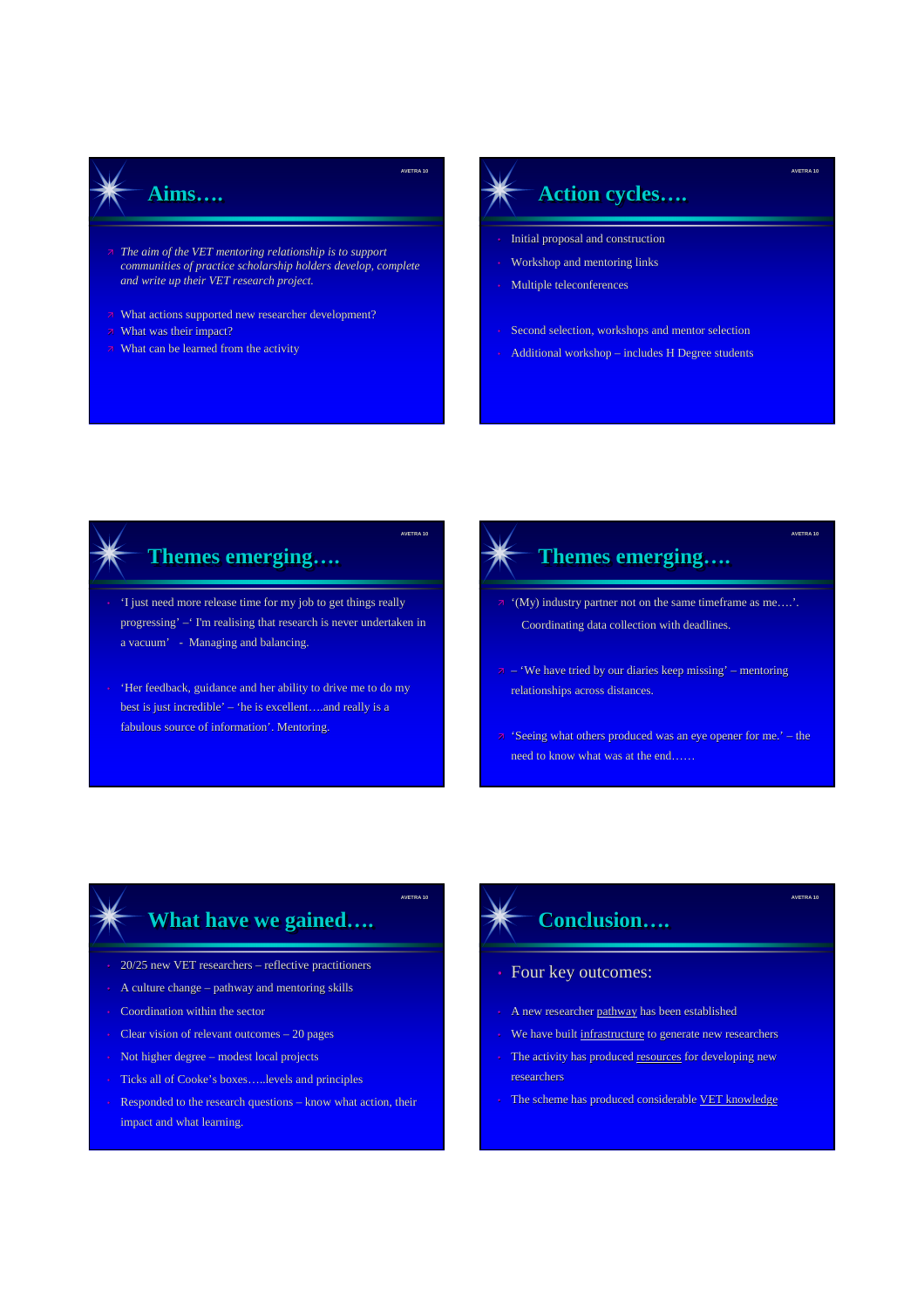## Aims….

- *The aim of the VET mentoring relationship is to support communities of practice scholarship holders develop, complete and write up their VET research project.*
- What actions supported new researcher development?
- What was their impact?
- What can be learned from the activity

## Action cycles….

- Initial proposal and construction
- Workshop and mentoring links
- Multiple teleconferences
- Second selection, workshops and mentor selection
- Additional workshop – includes H Degree students

## Themes emerging….

- 'I just need more release time for my job to get things really progressing' –' I'm realising that research is never undertaken in a vacuum' - Managing and balancing.
- 'Her feedback, guidance and her ability to drive me to do my best is just incredible' – 'he is excellent….and really is a fabulous source of information'. Mentoring.

## Themes emerging….

- '(My) industry partner not on the same timeframe as me….'. Coordinating data collection with deadlines.
- – 'We have tried by our diaries keep missing' – mentoring relationships across distances.
- 'Seeing what others produced was an eye opener for me.' – the need to know what was at the end……

## What have we gained….

- 20/25 new VET researchers – reflective practitioners
- A culture change – pathway and mentoring skills
- Coordination within the sector
- Clear vision of relevant outcomes – 20 pages
- Not higher degree – modest local projects
- Ticks all of Cooke's boxes…..levels and principles
- Responded to the research questions – know what action, their impact and what learning.

## Conclusion….

- Four key outcomes:
  - A new researcher pathway has been established
  - We have built infrastructure to generate new researchers
  - The activity has produced resources for developing new researchers
  - The scheme has produced considerable VET knowledge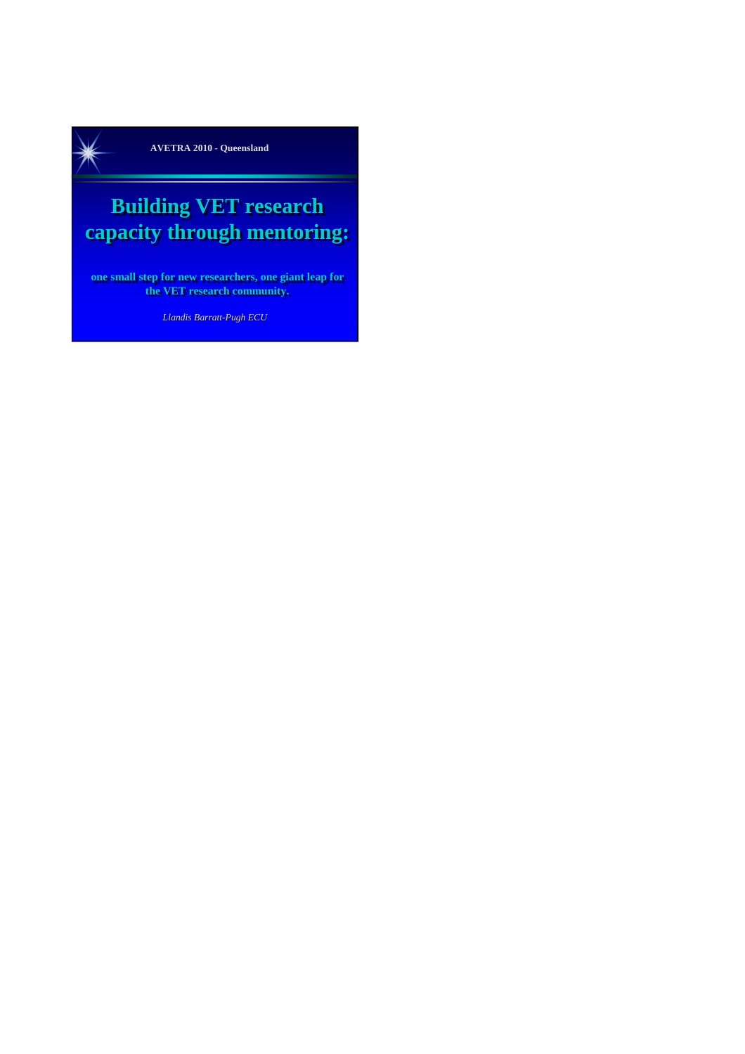AVETRA 2010 - Queensland

# Building VET research capacity through mentoring:

**one small step for new researchers, one giant leap for the VET research community.**

*Llandis Barratt-Pugh ECU*